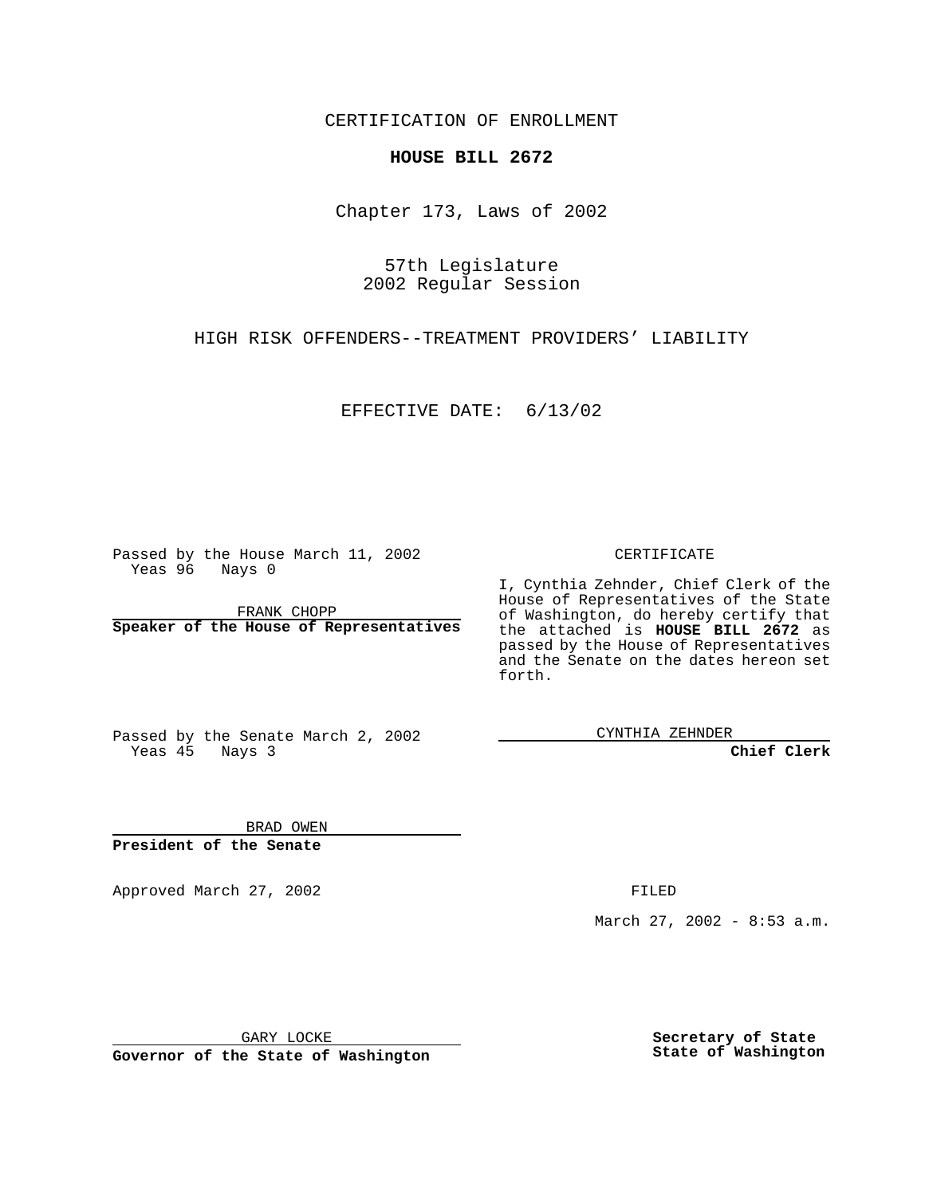CERTIFICATION OF ENROLLMENT

**HOUSE BILL 2672**

Chapter 173, Laws of 2002

57th Legislature
2002 Regular Session

HIGH RISK OFFENDERS--TREATMENT PROVIDERS' LIABILITY

EFFECTIVE DATE: 6/13/02

Passed by the House March 11, 2002
Yeas 96 Nays 0

FRANK CHOPP
**Speaker of the House of Representatives**

Passed by the Senate March 2, 2002
Yeas 45 Nays 3

BRAD OWEN
**President of the Senate**

CERTIFICATE

I, Cynthia Zehnder, Chief Clerk of the House of Representatives of the State of Washington, do hereby certify that the attached is **HOUSE BILL 2672** as passed by the House of Representatives and the Senate on the dates hereon set forth.

CYNTHIA ZEHNDER
**Chief Clerk**

Approved March 27, 2002

FILED

March 27, 2002 - 8:53 a.m.

GARY LOCKE
**Governor of the State of Washington**

**Secretary of State**
**State of Washington**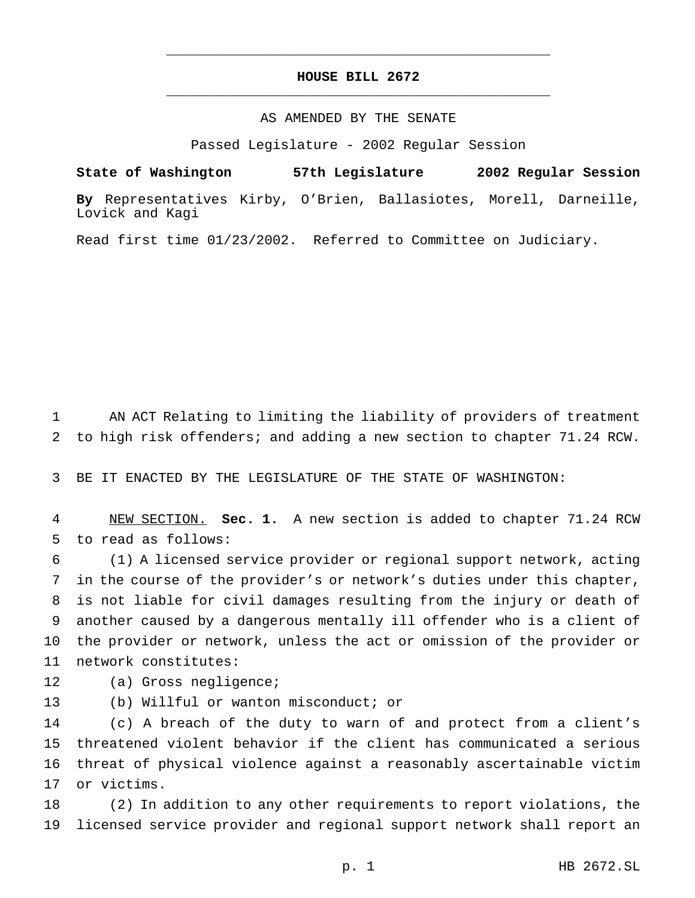**HOUSE BILL 2672**

AS AMENDED BY THE SENATE

Passed Legislature - 2002 Regular Session

**State of Washington 57th Legislature 2002 Regular Session**

**By** Representatives Kirby, O'Brien, Ballasiotes, Morell, Darneille, Lovick and Kagi

Read first time 01/23/2002. Referred to Committee on Judiciary.

AN ACT Relating to limiting the liability of providers of treatment to high risk offenders; and adding a new section to chapter 71.24 RCW.

BE IT ENACTED BY THE LEGISLATURE OF THE STATE OF WASHINGTON:

NEW SECTION. **Sec. 1.** A new section is added to chapter 71.24 RCW to read as follows:

(1) A licensed service provider or regional support network, acting in the course of the provider's or network's duties under this chapter, is not liable for civil damages resulting from the injury or death of another caused by a dangerous mentally ill offender who is a client of the provider or network, unless the act or omission of the provider or network constitutes:

(a) Gross negligence;

(b) Willful or wanton misconduct; or

(c) A breach of the duty to warn of and protect from a client's threatened violent behavior if the client has communicated a serious threat of physical violence against a reasonably ascertainable victim or victims.

(2) In addition to any other requirements to report violations, the licensed service provider and regional support network shall report an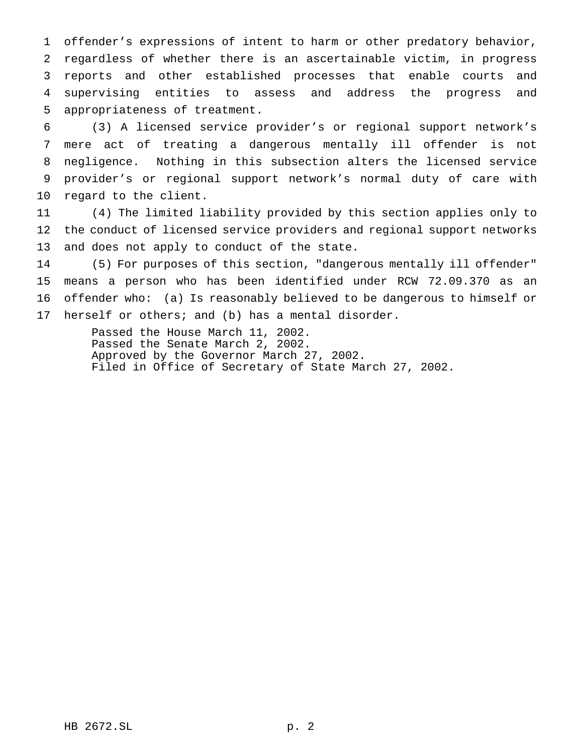offender's expressions of intent to harm or other predatory behavior, regardless of whether there is an ascertainable victim, in progress reports and other established processes that enable courts and supervising entities to assess and address the progress and appropriateness of treatment.

(3) A licensed service provider's or regional support network's mere act of treating a dangerous mentally ill offender is not negligence. Nothing in this subsection alters the licensed service provider's or regional support network's normal duty of care with regard to the client.

(4) The limited liability provided by this section applies only to the conduct of licensed service providers and regional support networks and does not apply to conduct of the state.

(5) For purposes of this section, "dangerous mentally ill offender" means a person who has been identified under RCW 72.09.370 as an offender who: (a) Is reasonably believed to be dangerous to himself or herself or others; and (b) has a mental disorder.

Passed the House March 11, 2002.
Passed the Senate March 2, 2002.
Approved by the Governor March 27, 2002.
Filed in Office of Secretary of State March 27, 2002.